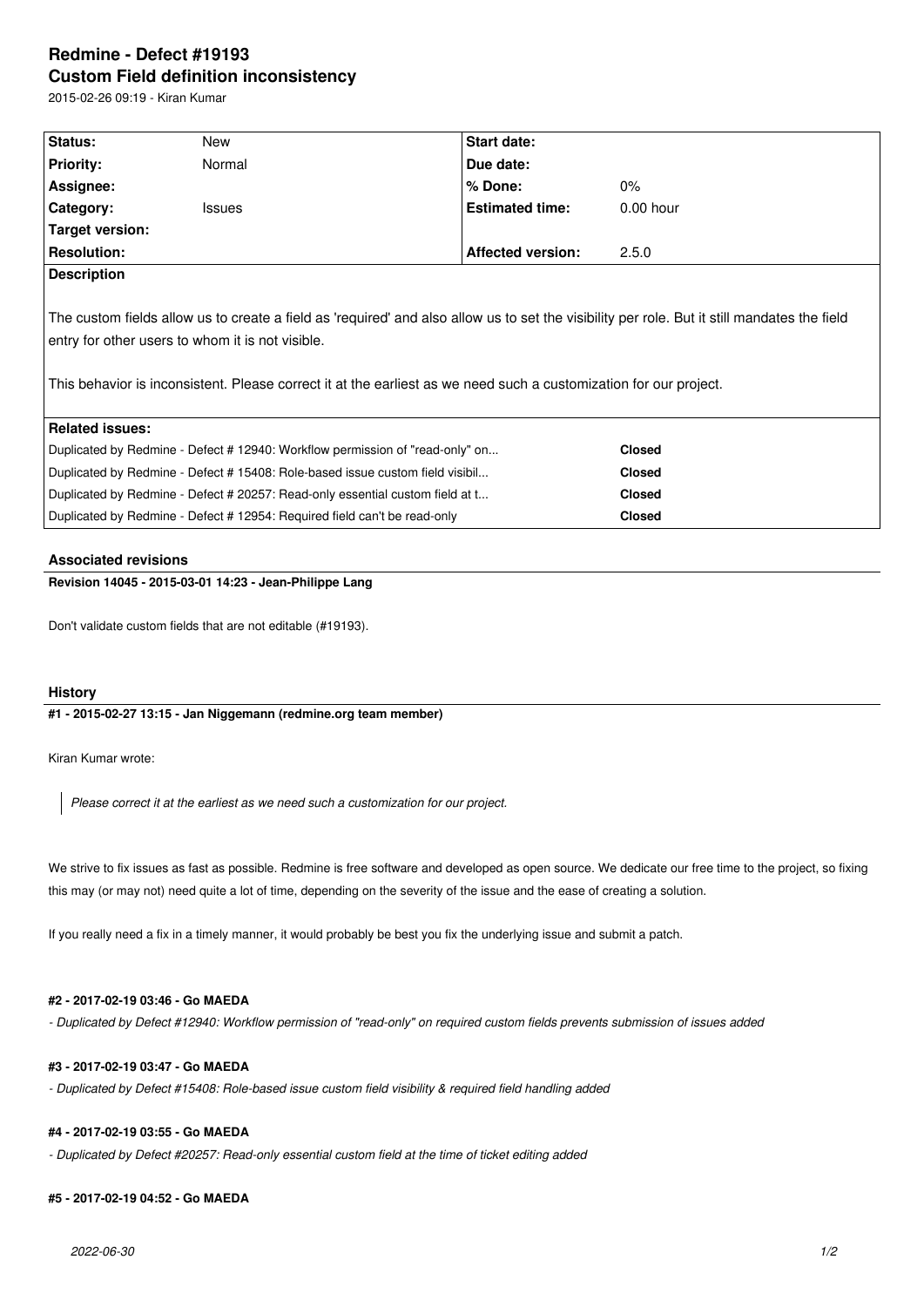# Redmine - Defect #19193
## Custom Field definition inconsistency

2015-02-26 09:19 - Kiran Kumar

| Status: | New | Start date: | |
|---|---|---|---|
| Priority: | Normal | Due date: | |
| Assignee: | | % Done: | 0% |
| Category: | Issues | Estimated time: | 0.00 hour |
| Target version: | | | |
| Resolution: | | Affected version: | 2.5.0 |

**Description**

The custom fields allow us to create a field as 'required' and also allow us to set the visibility per role. But it still mandates the field entry for other users to whom it is not visible.

This behavior is inconsistent. Please correct it at the earliest as we need such a customization for our project.

| Related issues: | |
|---|---|
| Duplicated by Redmine - Defect # 12940: Workflow permission of "read-only" on... | Closed |
| Duplicated by Redmine - Defect # 15408: Role-based issue custom field visibil... | Closed |
| Duplicated by Redmine - Defect # 20257: Read-only essential custom field at t... | Closed |
| Duplicated by Redmine - Defect # 12954: Required field can't be read-only | Closed |

### Associated revisions

**Revision 14045 - 2015-03-01 14:23 - Jean-Philippe Lang**

Don't validate custom fields that are not editable (#19193).

### History

**#1 - 2015-02-27 13:15 - Jan Niggemann (redmine.org team member)**

Kiran Kumar wrote:

> *Please correct it at the earliest as we need such a customization for our project.*

We strive to fix issues as fast as possible. Redmine is free software and developed as open source. We dedicate our free time to the project, so fixing this may (or may not) need quite a lot of time, depending on the severity of the issue and the ease of creating a solution.

If you really need a fix in a timely manner, it would probably be best you fix the underlying issue and submit a patch.

**#2 - 2017-02-19 03:46 - Go MAEDA**

*- Duplicated by Defect #12940: Workflow permission of "read-only" on required custom fields prevents submission of issues added*

**#3 - 2017-02-19 03:47 - Go MAEDA**

*- Duplicated by Defect #15408: Role-based issue custom field visibility & required field handling added*

**#4 - 2017-02-19 03:55 - Go MAEDA**

*- Duplicated by Defect #20257: Read-only essential custom field at the time of ticket editing added*

**#5 - 2017-02-19 04:52 - Go MAEDA**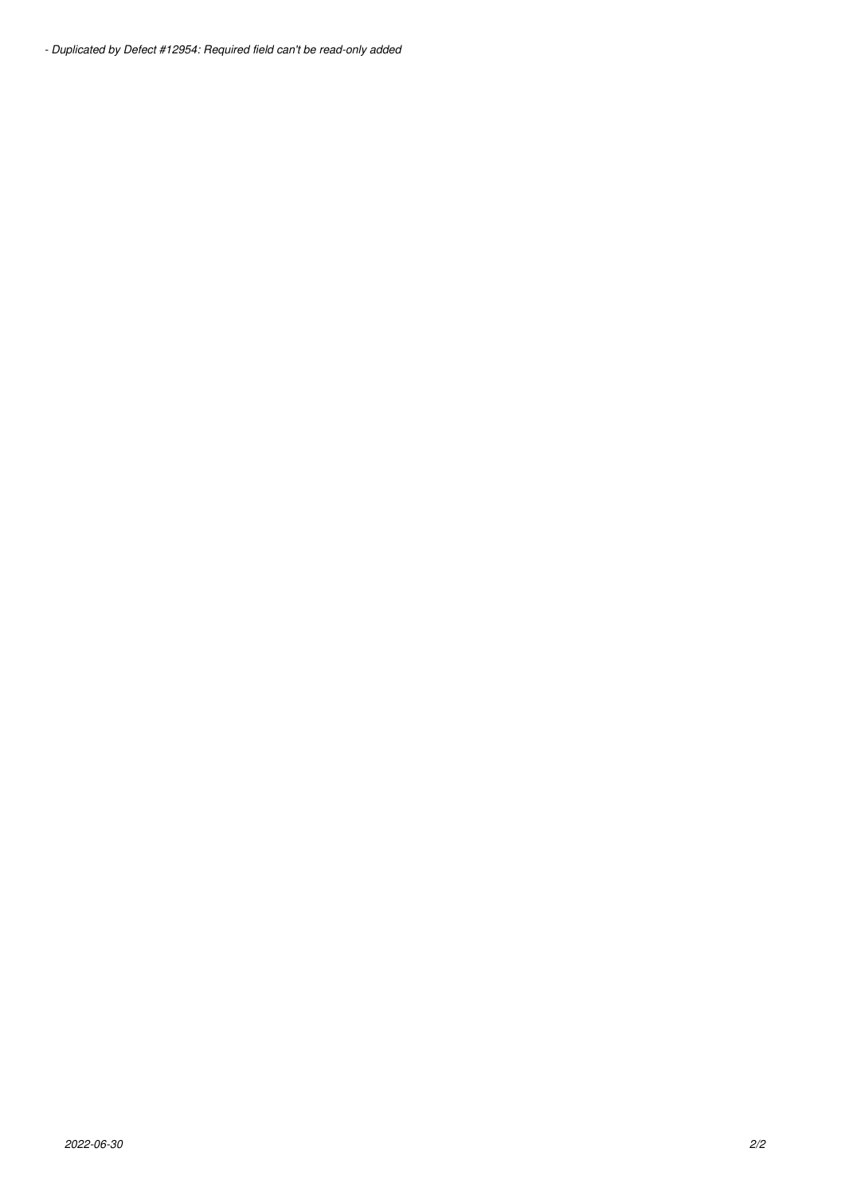*- Duplicated by Defect #12954: Required field can't be read-only added*